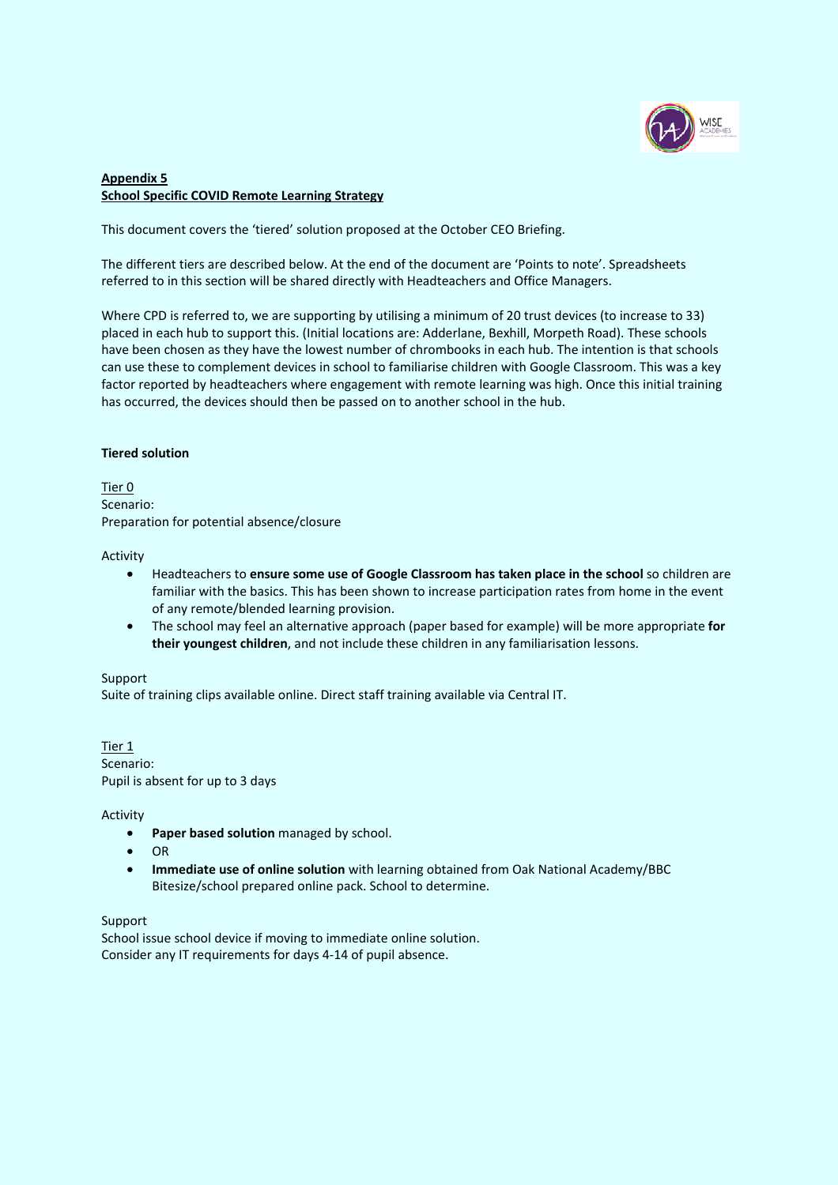**Appendix 5**

**School Specific COVID Remote Learning Strategy**

This document covers the 'tiered' solution proposed at the October CEO Briefing.

The different tiers are described below. At the end of the document are 'Points to note'. Spreadsheets referred to in this section will be shared directly with Headteachers and Office Managers.

Where CPD is referred to, we are supporting by utilising a minimum of 20 trust devices (to increase to 33) placed in each hub to support this. (Initial locations are: Adderlane, Bexhill, Morpeth Road). These schools have been chosen as they have the lowest number of chrombooks in each hub. The intention is that schools can use these to complement devices in school to familiarise children with Google Classroom. This was a key factor reported by headteachers where engagement with remote learning was high. Once this initial training has occurred, the devices should then be passed on to another school in the hub.

**Tiered solution**

Tier 0

Scenario:
Preparation for potential absence/closure

Activity

- Headteachers to **ensure some use of Google Classroom has taken place in the school** so children are familiar with the basics. This has been shown to increase participation rates from home in the event of any remote/blended learning provision.
- The school may feel an alternative approach (paper based for example) will be more appropriate **for their youngest children**, and not include these children in any familiarisation lessons.

Support

Suite of training clips available online. Direct staff training available via Central IT.

Tier 1

Scenario:
Pupil is absent for up to 3 days

Activity

- **Paper based solution** managed by school.
- OR
- **Immediate use of online solution** with learning obtained from Oak National Academy/BBC Bitesize/school prepared online pack. School to determine.

Support

School issue school device if moving to immediate online solution.
Consider any IT requirements for days 4-14 of pupil absence.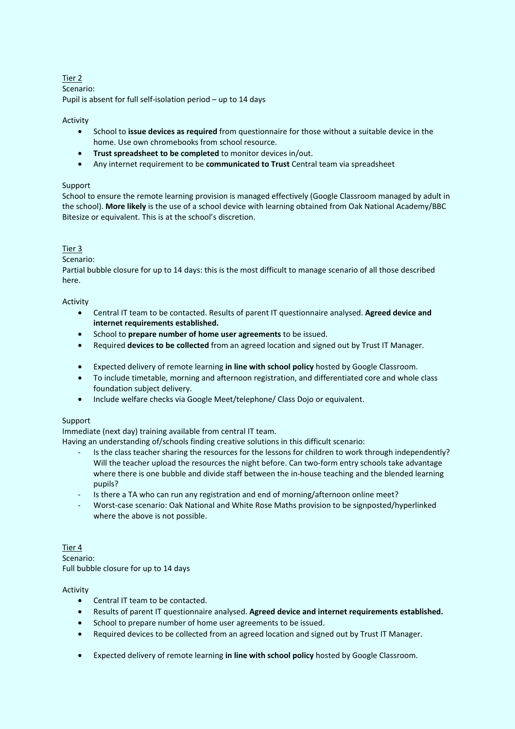<u>Tier 2</u>

Scenario:
Pupil is absent for full self-isolation period – up to 14 days

Activity

- School to **issue devices as required** from questionnaire for those without a suitable device in the home. Use own chromebooks from school resource.
- **Trust spreadsheet to be completed** to monitor devices in/out.
- Any internet requirement to be **communicated to Trust** Central team via spreadsheet

Support

School to ensure the remote learning provision is managed effectively (Google Classroom managed by adult in the school). **More likely** is the use of a school device with learning obtained from Oak National Academy/BBC Bitesize or equivalent. This is at the school's discretion.

<u>Tier 3</u>

Scenario:
Partial bubble closure for up to 14 days: this is the most difficult to manage scenario of all those described here.

Activity

- Central IT team to be contacted. Results of parent IT questionnaire analysed. **Agreed device and internet requirements established.**
- School to **prepare number of home user agreements** to be issued.
- Required **devices to be collected** from an agreed location and signed out by Trust IT Manager.

- Expected delivery of remote learning **in line with school policy** hosted by Google Classroom.
- To include timetable, morning and afternoon registration, and differentiated core and whole class foundation subject delivery.
- Include welfare checks via Google Meet/telephone/ Class Dojo or equivalent.

Support

Immediate (next day) training available from central IT team.
Having an understanding of/schools finding creative solutions in this difficult scenario:

- Is the class teacher sharing the resources for the lessons for children to work through independently? Will the teacher upload the resources the night before. Can two-form entry schools take advantage where there is one bubble and divide staff between the in-house teaching and the blended learning pupils?
- Is there a TA who can run any registration and end of morning/afternoon online meet?
- Worst-case scenario: Oak National and White Rose Maths provision to be signposted/hyperlinked where the above is not possible.

<u>Tier 4</u>

Scenario:
Full bubble closure for up to 14 days

Activity

- Central IT team to be contacted.
- Results of parent IT questionnaire analysed. **Agreed device and internet requirements established.**
- School to prepare number of home user agreements to be issued.
- Required devices to be collected from an agreed location and signed out by Trust IT Manager.

- Expected delivery of remote learning **in line with school policy** hosted by Google Classroom.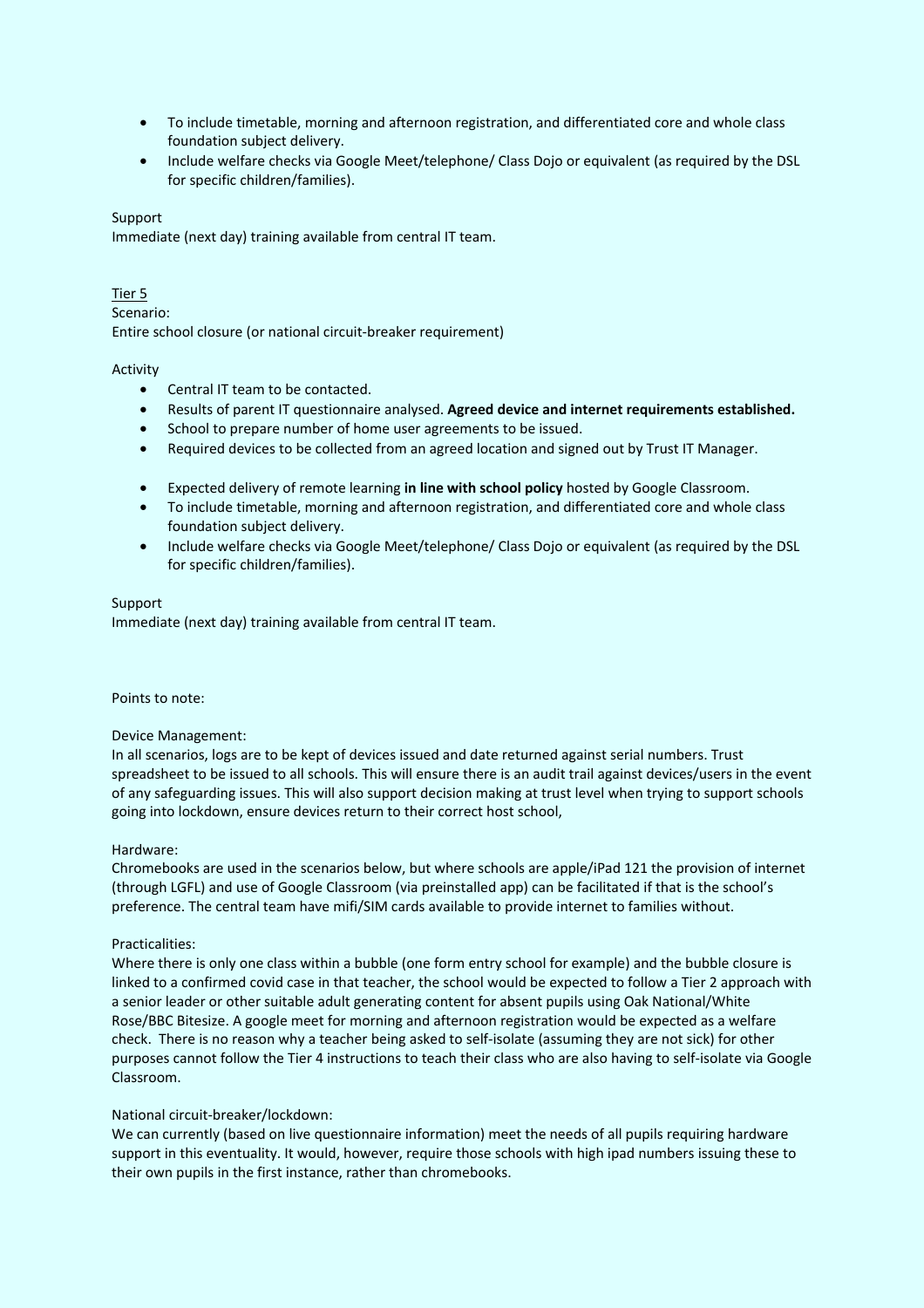- To include timetable, morning and afternoon registration, and differentiated core and whole class foundation subject delivery.
- Include welfare checks via Google Meet/telephone/ Class Dojo or equivalent (as required by the DSL for specific children/families).

Support
Immediate (next day) training available from central IT team.

Tier 5
Scenario:
Entire school closure (or national circuit-breaker requirement)

Activity

- Central IT team to be contacted.
- Results of parent IT questionnaire analysed. **Agreed device and internet requirements established.**
- School to prepare number of home user agreements to be issued.
- Required devices to be collected from an agreed location and signed out by Trust IT Manager.

- Expected delivery of remote learning **in line with school policy** hosted by Google Classroom.
- To include timetable, morning and afternoon registration, and differentiated core and whole class foundation subject delivery.
- Include welfare checks via Google Meet/telephone/ Class Dojo or equivalent (as required by the DSL for specific children/families).

Support
Immediate (next day) training available from central IT team.

Points to note:

Device Management:
In all scenarios, logs are to be kept of devices issued and date returned against serial numbers. Trust spreadsheet to be issued to all schools. This will ensure there is an audit trail against devices/users in the event of any safeguarding issues. This will also support decision making at trust level when trying to support schools going into lockdown, ensure devices return to their correct host school,

Hardware:
Chromebooks are used in the scenarios below, but where schools are apple/iPad 121 the provision of internet (through LGFL) and use of Google Classroom (via preinstalled app) can be facilitated if that is the school's preference. The central team have mifi/SIM cards available to provide internet to families without.

Practicalities:
Where there is only one class within a bubble (one form entry school for example) and the bubble closure is linked to a confirmed covid case in that teacher, the school would be expected to follow a Tier 2 approach with a senior leader or other suitable adult generating content for absent pupils using Oak National/White Rose/BBC Bitesize. A google meet for morning and afternoon registration would be expected as a welfare check. There is no reason why a teacher being asked to self-isolate (assuming they are not sick) for other purposes cannot follow the Tier 4 instructions to teach their class who are also having to self-isolate via Google Classroom.

National circuit-breaker/lockdown:
We can currently (based on live questionnaire information) meet the needs of all pupils requiring hardware support in this eventuality. It would, however, require those schools with high ipad numbers issuing these to their own pupils in the first instance, rather than chromebooks.